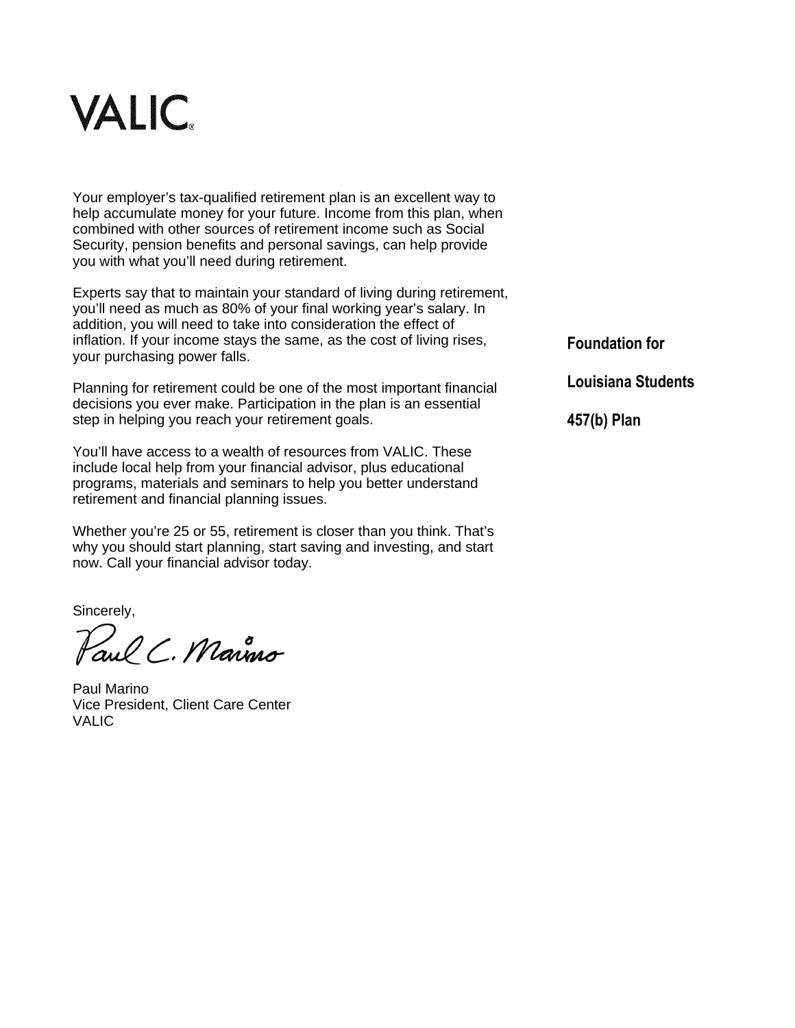# VALIC

**Foundation for Louisiana Students 457(b) Plan**

Your employer's tax-qualified retirement plan is an excellent way to help accumulate money for your future. Income from this plan, when combined with other sources of retirement income such as Social Security, pension benefits and personal savings, can help provide you with what you'll need during retirement.

Experts say that to maintain your standard of living during retirement, you'll need as much as 80% of your final working year's salary. In addition, you will need to take into consideration the effect of inflation. If your income stays the same, as the cost of living rises, your purchasing power falls.

Planning for retirement could be one of the most important financial decisions you ever make. Participation in the plan is an essential step in helping you reach your retirement goals.

You'll have access to a wealth of resources from VALIC. These include local help from your financial advisor, plus educational programs, materials and seminars to help you better understand retirement and financial planning issues.

Whether you're 25 or 55, retirement is closer than you think. That's why you should start planning, start saving and investing, and start now. Call your financial advisor today.

Sincerely,

Paul C. Marino

Paul Marino
Vice President, Client Care Center
VALIC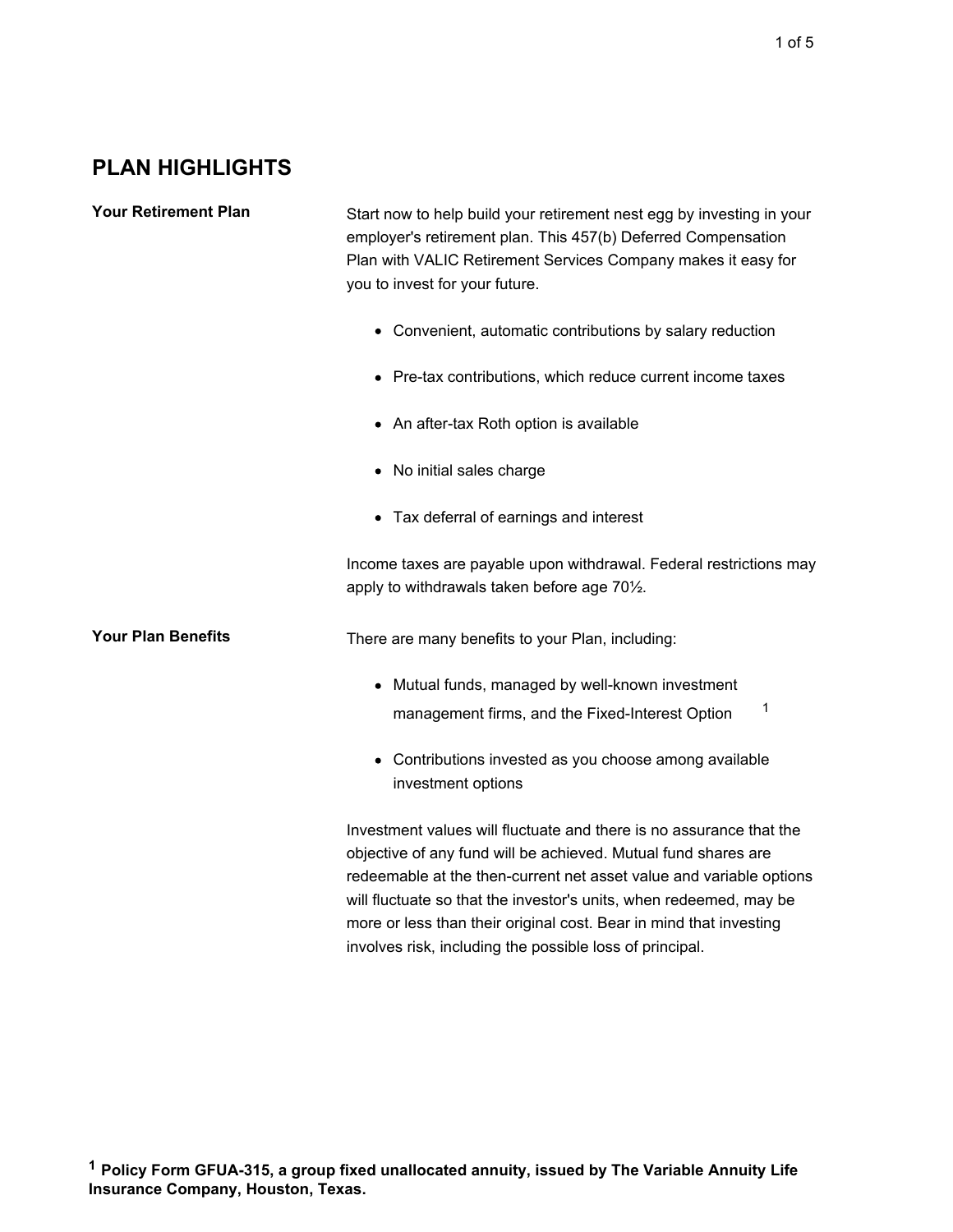## PLAN HIGHLIGHTS

**Your Retirement Plan**

Start now to help build your retirement nest egg by investing in your employer's retirement plan. This 457(b) Deferred Compensation Plan with VALIC Retirement Services Company makes it easy for you to invest for your future.

- Convenient, automatic contributions by salary reduction
- Pre-tax contributions, which reduce current income taxes
- An after-tax Roth option is available
- No initial sales charge
- Tax deferral of earnings and interest

Income taxes are payable upon withdrawal. Federal restrictions may apply to withdrawals taken before age 70½.

**Your Plan Benefits**

There are many benefits to your Plan, including:

- Mutual funds, managed by well-known investment management firms, and the Fixed-Interest Option [1]
- Contributions invested as you choose among available investment options

Investment values will fluctuate and there is no assurance that the objective of any fund will be achieved. Mutual fund shares are redeemable at the then-current net asset value and variable options will fluctuate so that the investor's units, when redeemed, may be more or less than their original cost. Bear in mind that investing involves risk, including the possible loss of principal.

[1] **Policy Form GFUA-315, a group fixed unallocated annuity, issued by The Variable Annuity Life Insurance Company, Houston, Texas.**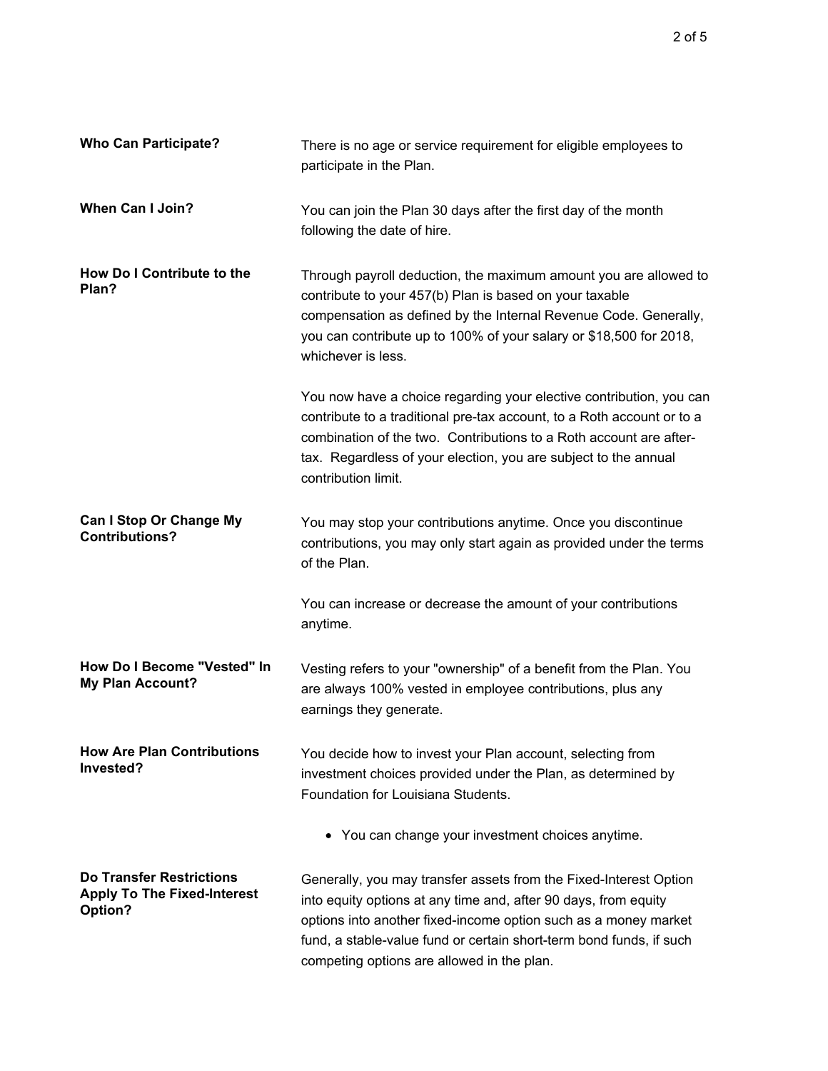**Who Can Participate?**

There is no age or service requirement for eligible employees to participate in the Plan.

**When Can I Join?**

You can join the Plan 30 days after the first day of the month following the date of hire.

**How Do I Contribute to the Plan?**

Through payroll deduction, the maximum amount you are allowed to contribute to your 457(b) Plan is based on your taxable compensation as defined by the Internal Revenue Code. Generally, you can contribute up to 100% of your salary or $18,500 for 2018, whichever is less.

You now have a choice regarding your elective contribution, you can contribute to a traditional pre-tax account, to a Roth account or to a combination of the two. Contributions to a Roth account are after-tax. Regardless of your election, you are subject to the annual contribution limit.

**Can I Stop Or Change My Contributions?**

You may stop your contributions anytime. Once you discontinue contributions, you may only start again as provided under the terms of the Plan.

You can increase or decrease the amount of your contributions anytime.

**How Do I Become "Vested" In My Plan Account?**

Vesting refers to your "ownership" of a benefit from the Plan. You are always 100% vested in employee contributions, plus any earnings they generate.

**How Are Plan Contributions Invested?**

You decide how to invest your Plan account, selecting from investment choices provided under the Plan, as determined by Foundation for Louisiana Students.

- You can change your investment choices anytime.

**Do Transfer Restrictions Apply To The Fixed-Interest Option?**

Generally, you may transfer assets from the Fixed-Interest Option into equity options at any time and, after 90 days, from equity options into another fixed-income option such as a money market fund, a stable-value fund or certain short-term bond funds, if such competing options are allowed in the plan.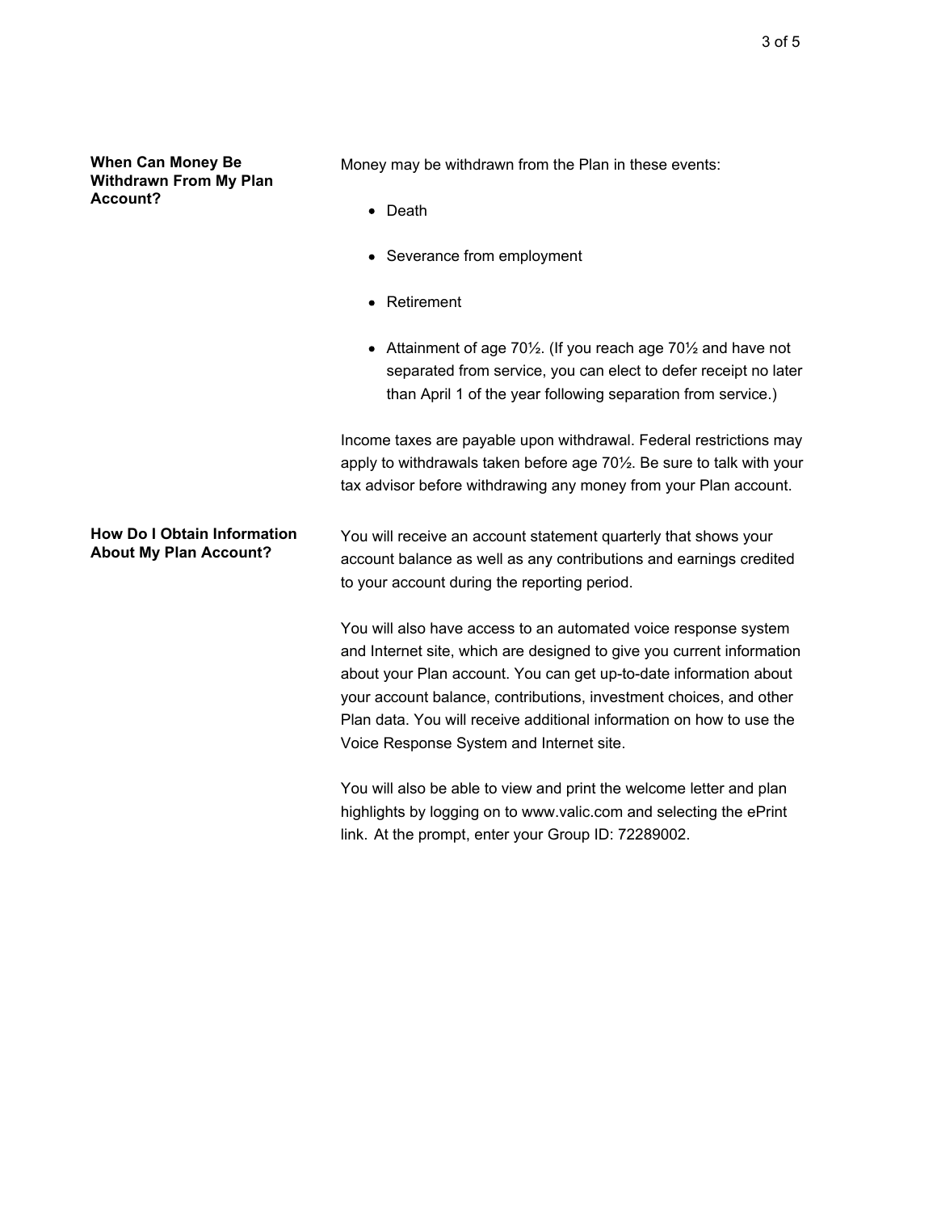### When Can Money Be Withdrawn From My Plan Account?

Money may be withdrawn from the Plan in these events:

- Death
- Severance from employment
- Retirement
- Attainment of age 70½. (If you reach age 70½ and have not separated from service, you can elect to defer receipt no later than April 1 of the year following separation from service.)

Income taxes are payable upon withdrawal. Federal restrictions may apply to withdrawals taken before age 70½. Be sure to talk with your tax advisor before withdrawing any money from your Plan account.

### How Do I Obtain Information About My Plan Account?

You will receive an account statement quarterly that shows your account balance as well as any contributions and earnings credited to your account during the reporting period.

You will also have access to an automated voice response system and Internet site, which are designed to give you current information about your Plan account. You can get up-to-date information about your account balance, contributions, investment choices, and other Plan data. You will receive additional information on how to use the Voice Response System and Internet site.

You will also be able to view and print the welcome letter and plan highlights by logging on to www.valic.com and selecting the ePrint link. At the prompt, enter your Group ID: 72289002.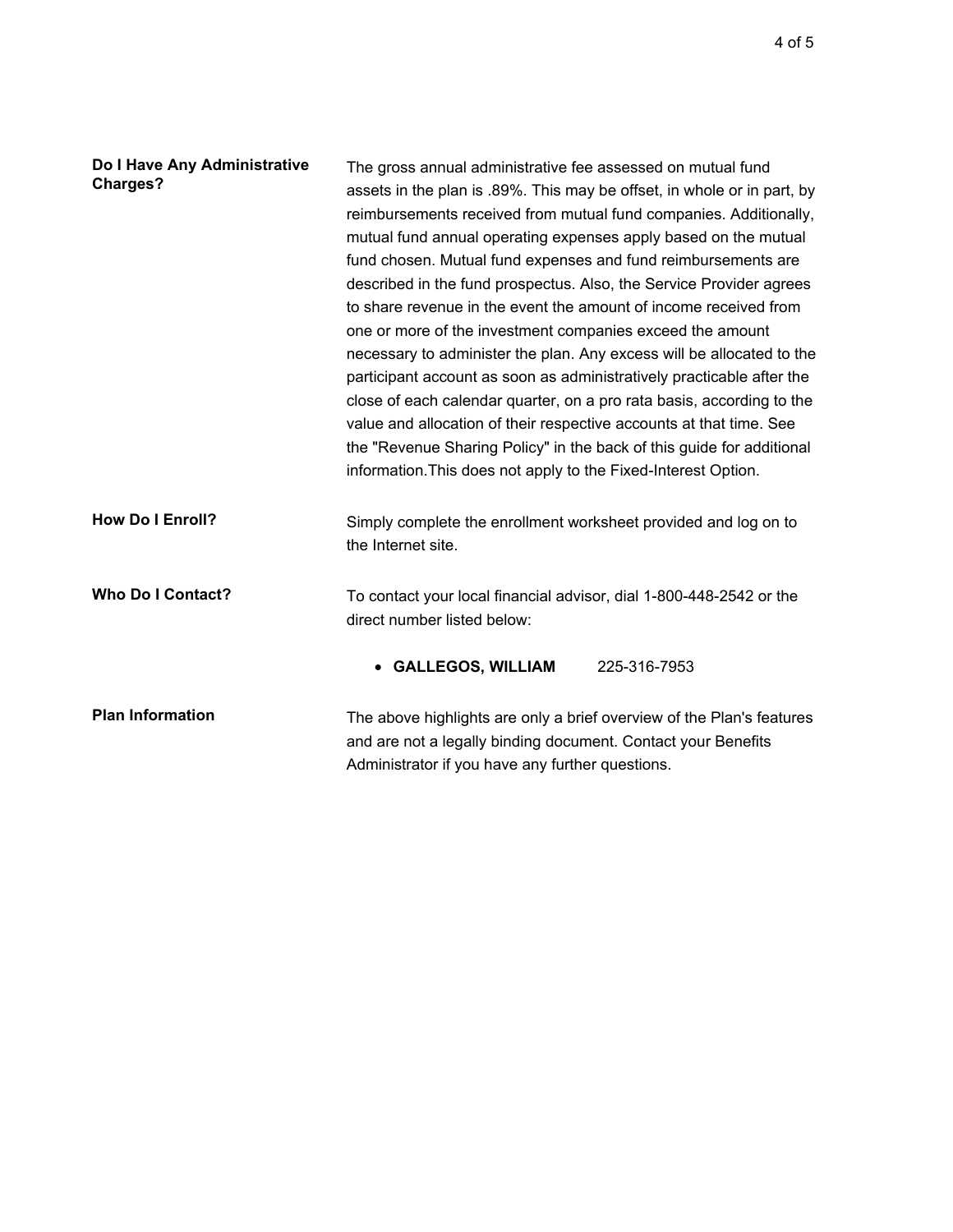**Do I Have Any Administrative Charges?**

The gross annual administrative fee assessed on mutual fund assets in the plan is .89%. This may be offset, in whole or in part, by reimbursements received from mutual fund companies. Additionally, mutual fund annual operating expenses apply based on the mutual fund chosen. Mutual fund expenses and fund reimbursements are described in the fund prospectus. Also, the Service Provider agrees to share revenue in the event the amount of income received from one or more of the investment companies exceed the amount necessary to administer the plan. Any excess will be allocated to the participant account as soon as administratively practicable after the close of each calendar quarter, on a pro rata basis, according to the value and allocation of their respective accounts at that time. See the "Revenue Sharing Policy" in the back of this guide for additional information.This does not apply to the Fixed-Interest Option.

**How Do I Enroll?**

Simply complete the enrollment worksheet provided and log on to the Internet site.

**Who Do I Contact?**

To contact your local financial advisor, dial 1-800-448-2542 or the direct number listed below:

- **GALLEGOS, WILLIAM** 225-316-7953

**Plan Information**

The above highlights are only a brief overview of the Plan's features and are not a legally binding document. Contact your Benefits Administrator if you have any further questions.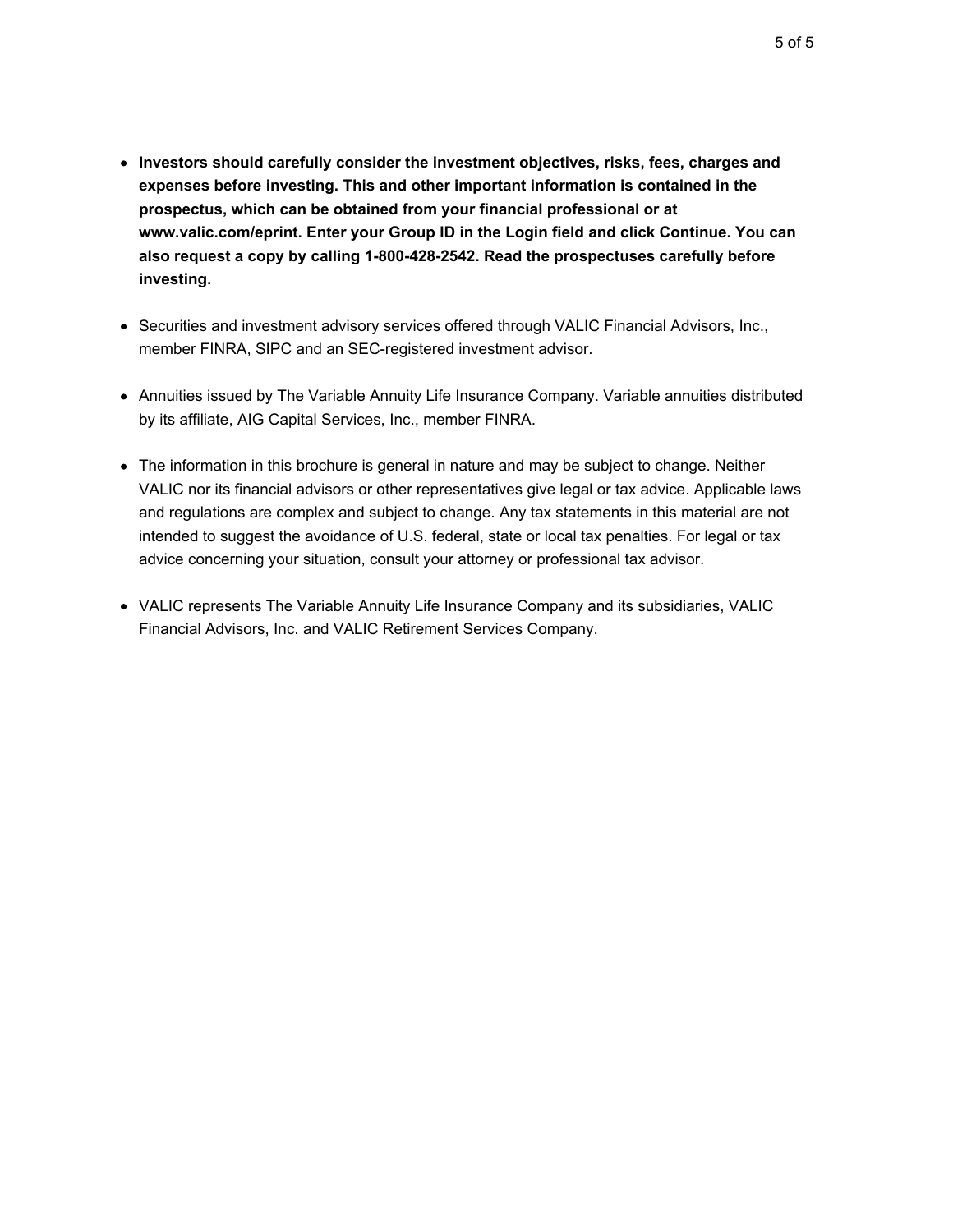- **Investors should carefully consider the investment objectives, risks, fees, charges and expenses before investing. This and other important information is contained in the prospectus, which can be obtained from your financial professional or at www.valic.com/eprint. Enter your Group ID in the Login field and click Continue. You can also request a copy by calling 1-800-428-2542. Read the prospectuses carefully before investing.**

- Securities and investment advisory services offered through VALIC Financial Advisors, Inc., member FINRA, SIPC and an SEC-registered investment advisor.

- Annuities issued by The Variable Annuity Life Insurance Company. Variable annuities distributed by its affiliate, AIG Capital Services, Inc., member FINRA.

- The information in this brochure is general in nature and may be subject to change. Neither VALIC nor its financial advisors or other representatives give legal or tax advice. Applicable laws and regulations are complex and subject to change. Any tax statements in this material are not intended to suggest the avoidance of U.S. federal, state or local tax penalties. For legal or tax advice concerning your situation, consult your attorney or professional tax advisor.

- VALIC represents The Variable Annuity Life Insurance Company and its subsidiaries, VALIC Financial Advisors, Inc. and VALIC Retirement Services Company.